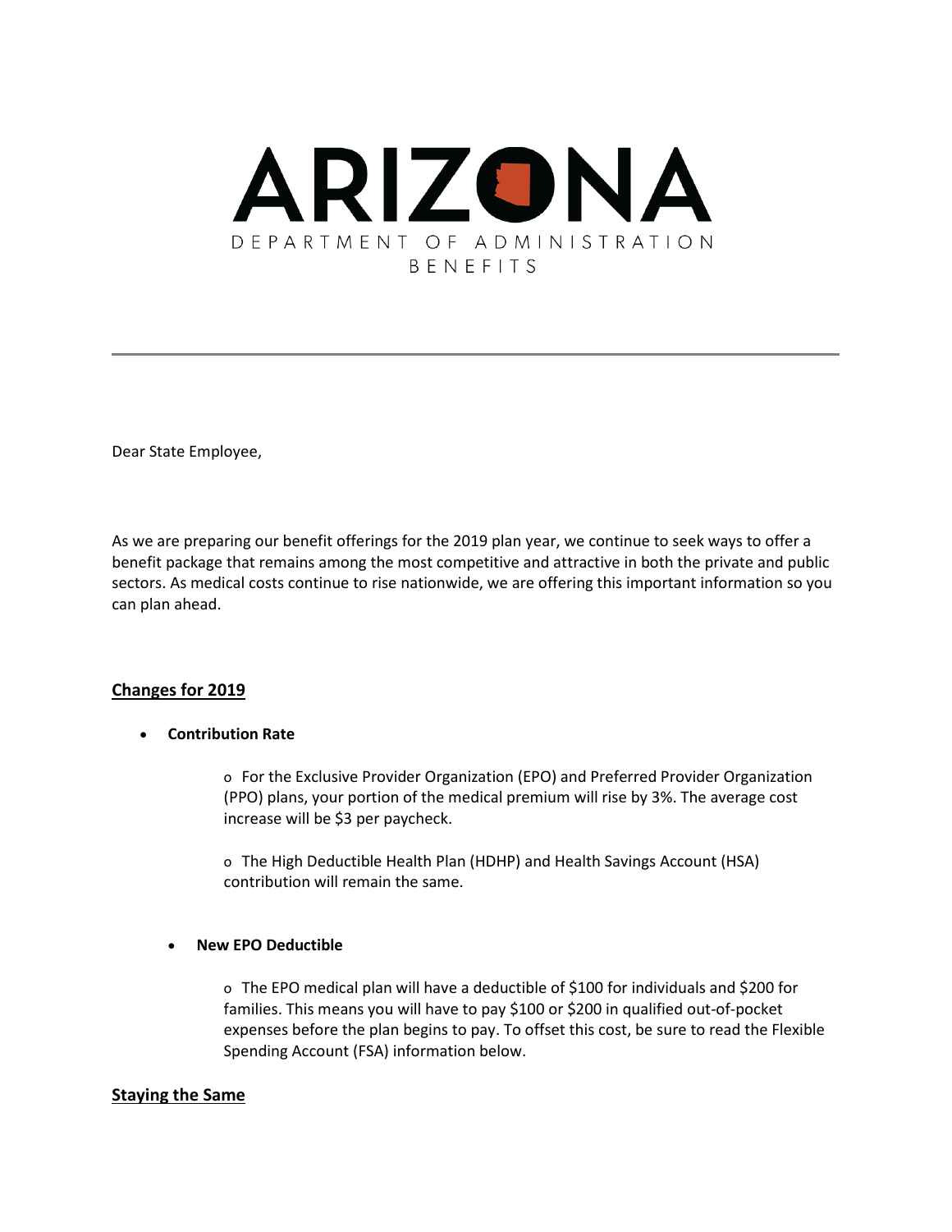# ARIZONA

DEPARTMENT OF ADMINISTRATION
BENEFITS

---

Dear State Employee,

As we are preparing our benefit offerings for the 2019 plan year, we continue to seek ways to offer a benefit package that remains among the most competitive and attractive in both the private and public sectors. As medical costs continue to rise nationwide, we are offering this important information so you can plan ahead.

## Changes for 2019

- **Contribution Rate**
  - For the Exclusive Provider Organization (EPO) and Preferred Provider Organization (PPO) plans, your portion of the medical premium will rise by 3%. The average cost increase will be $3 per paycheck.
  - The High Deductible Health Plan (HDHP) and Health Savings Account (HSA) contribution will remain the same.

- **New EPO Deductible**
  - The EPO medical plan will have a deductible of $100 for individuals and $200 for families. This means you will have to pay $100 or $200 in qualified out-of-pocket expenses before the plan begins to pay. To offset this cost, be sure to read the Flexible Spending Account (FSA) information below.

## Staying the Same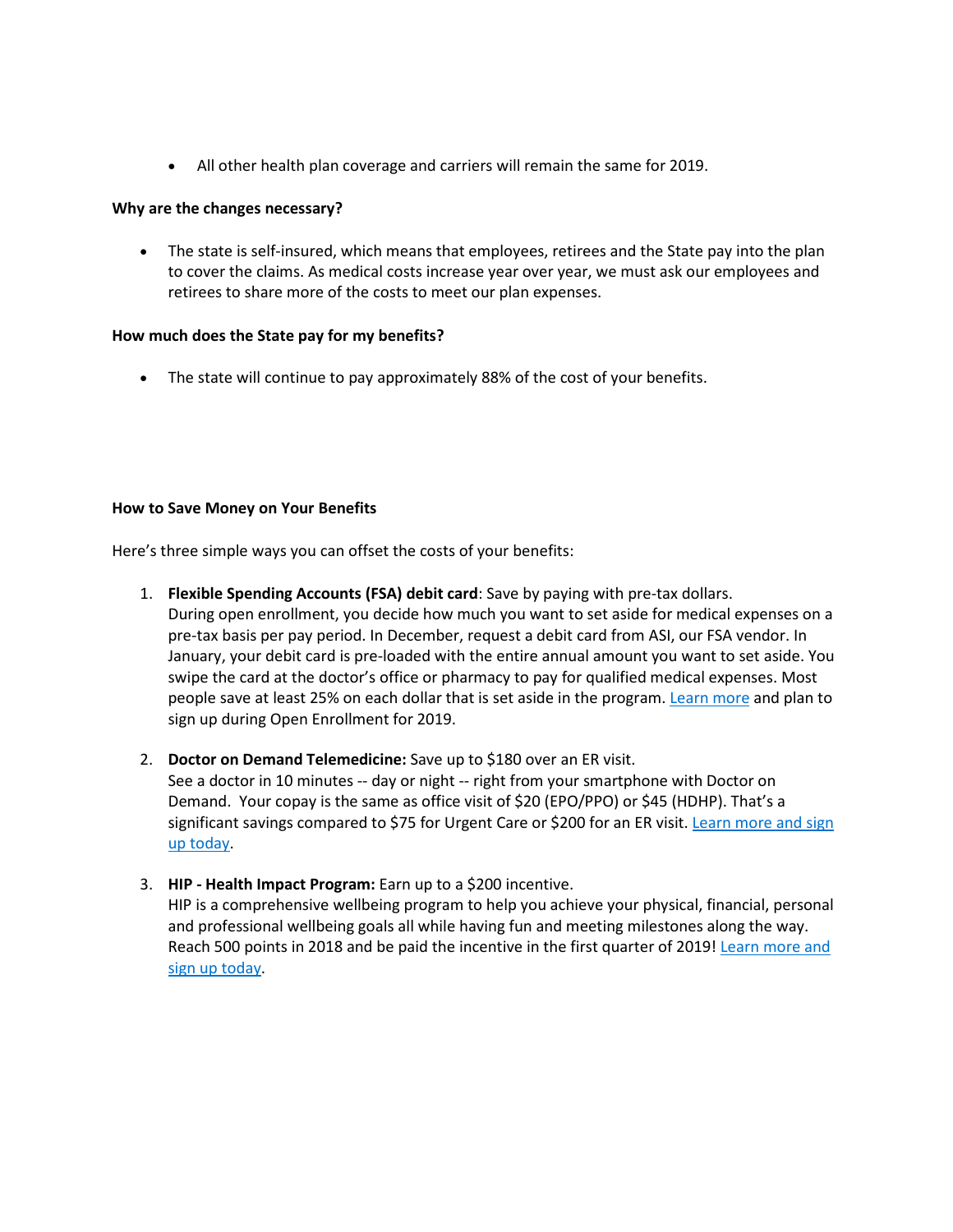- All other health plan coverage and carriers will remain the same for 2019.

**Why are the changes necessary?**

- The state is self-insured, which means that employees, retirees and the State pay into the plan to cover the claims. As medical costs increase year over year, we must ask our employees and retirees to share more of the costs to meet our plan expenses.

**How much does the State pay for my benefits?**

- The state will continue to pay approximately 88% of the cost of your benefits.

**How to Save Money on Your Benefits**

Here's three simple ways you can offset the costs of your benefits:

1. **Flexible Spending Accounts (FSA) debit card**: Save by paying with pre-tax dollars.
   During open enrollment, you decide how much you want to set aside for medical expenses on a pre-tax basis per pay period. In December, request a debit card from ASI, our FSA vendor. In January, your debit card is pre-loaded with the entire annual amount you want to set aside. You swipe the card at the doctor's office or pharmacy to pay for qualified medical expenses. Most people save at least 25% on each dollar that is set aside in the program. Learn more and plan to sign up during Open Enrollment for 2019.

2. **Doctor on Demand Telemedicine:** Save up to $180 over an ER visit.
   See a doctor in 10 minutes -- day or night -- right from your smartphone with Doctor on Demand. Your copay is the same as office visit of $20 (EPO/PPO) or $45 (HDHP). That's a significant savings compared to $75 for Urgent Care or $200 for an ER visit. Learn more and sign up today.

3. **HIP - Health Impact Program:** Earn up to a $200 incentive.
   HIP is a comprehensive wellbeing program to help you achieve your physical, financial, personal and professional wellbeing goals all while having fun and meeting milestones along the way. Reach 500 points in 2018 and be paid the incentive in the first quarter of 2019! Learn more and sign up today.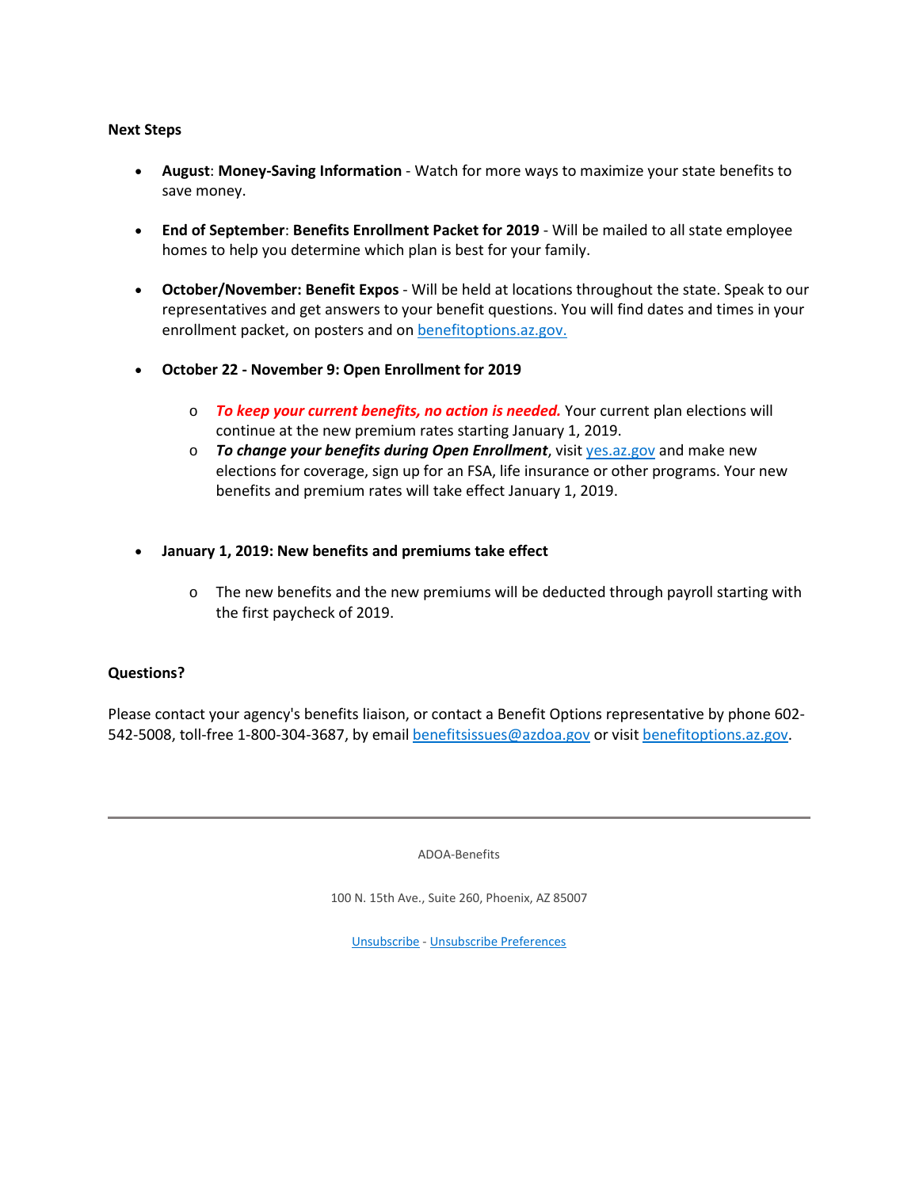**Next Steps**

- **August**: **Money-Saving Information** - Watch for more ways to maximize your state benefits to save money.

- **End of September**: **Benefits Enrollment Packet for 2019** - Will be mailed to all state employee homes to help you determine which plan is best for your family.

- **October/November: Benefit Expos** - Will be held at locations throughout the state. Speak to our representatives and get answers to your benefit questions. You will find dates and times in your enrollment packet, on posters and on [benefitoptions.az.gov.](benefitoptions.az.gov)

- **October 22 - November 9: Open Enrollment for 2019**
  - ***To keep your current benefits, no action is needed.*** Your current plan elections will continue at the new premium rates starting January 1, 2019.
  - ***To change your benefits during Open Enrollment***, visit [yes.az.gov](yes.az.gov) and make new elections for coverage, sign up for an FSA, life insurance or other programs. Your new benefits and premium rates will take effect January 1, 2019.

- **January 1, 2019: New benefits and premiums take effect**
  - The new benefits and the new premiums will be deducted through payroll starting with the first paycheck of 2019.

**Questions?**

Please contact your agency's benefits liaison, or contact a Benefit Options representative by phone 602-542-5008, toll-free 1-800-304-3687, by email [benefitsissues@azdoa.gov](mailto:benefitsissues@azdoa.gov) or visit [benefitoptions.az.gov](benefitoptions.az.gov).

---

ADOA-Benefits

100 N. 15th Ave., Suite 260, Phoenix, AZ 85007

Unsubscribe - Unsubscribe Preferences